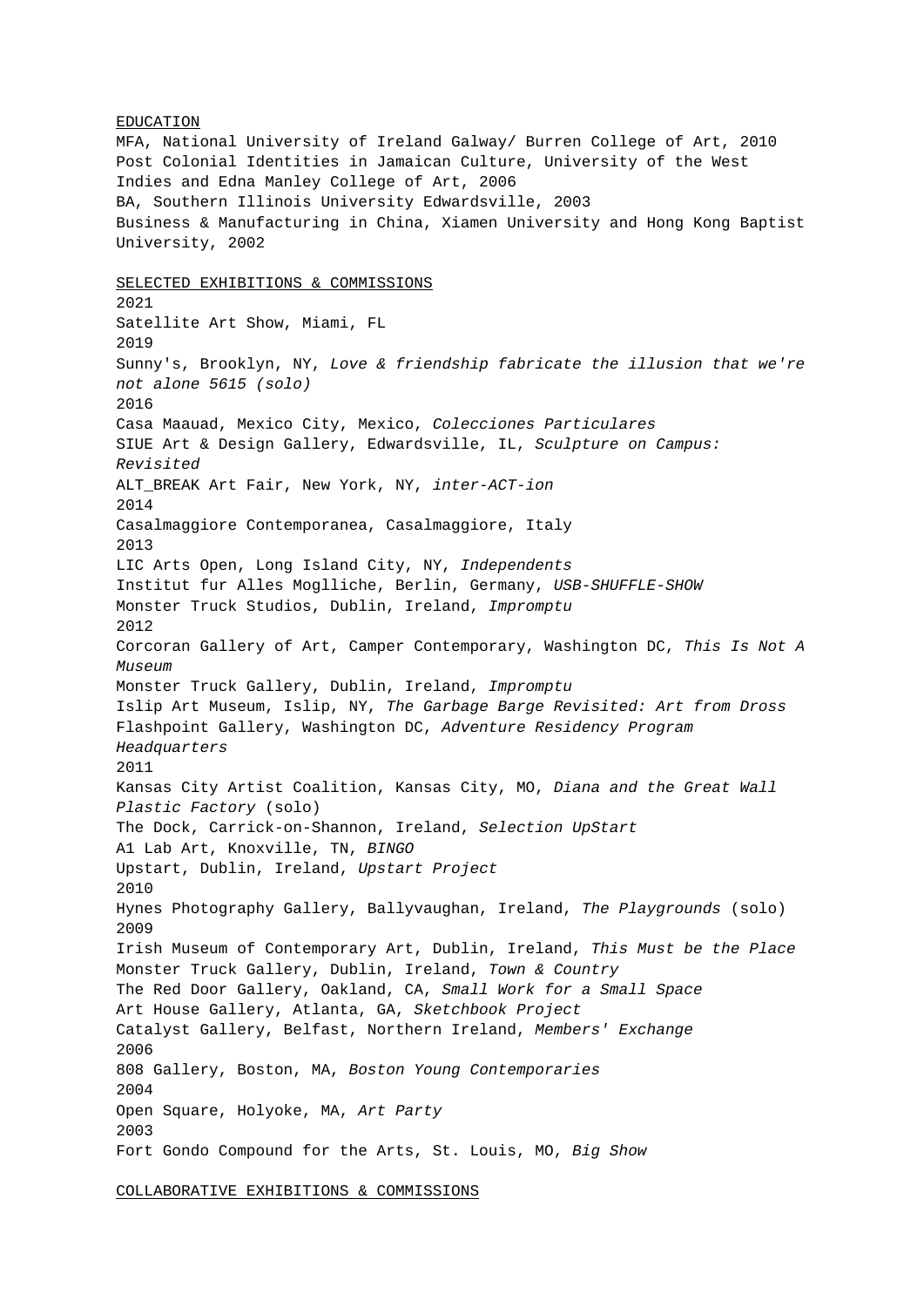## EDUCATION

MFA, National University of Ireland Galway/ Burren College of Art, 2010
Post Colonial Identities in Jamaican Culture, University of the West Indies and Edna Manley College of Art, 2006
BA, Southern Illinois University Edwardsville, 2003
Business & Manufacturing in China, Xiamen University and Hong Kong Baptist University, 2002

## SELECTED EXHIBITIONS & COMMISSIONS

2021
Satellite Art Show, Miami, FL
2019
Sunny's, Brooklyn, NY, *Love & friendship fabricate the illusion that we're not alone 5615 (solo)*
2016
Casa Maauad, Mexico City, Mexico, *Colecciones Particulares*
SIUE Art & Design Gallery, Edwardsville, IL, *Sculpture on Campus: Revisited*
ALT_BREAK Art Fair, New York, NY, *inter-ACT-ion*
2014
Casalmaggiore Contemporanea, Casalmaggiore, Italy
2013
LIC Arts Open, Long Island City, NY, *Independents*
Institut fur Alles Moglliche, Berlin, Germany, *USB-SHUFFLE-SHOW*
Monster Truck Studios, Dublin, Ireland, *Impromptu*
2012
Corcoran Gallery of Art, Camper Contemporary, Washington DC, *This Is Not A Museum*
Monster Truck Gallery, Dublin, Ireland, *Impromptu*
Islip Art Museum, Islip, NY, *The Garbage Barge Revisited: Art from Dross*
Flashpoint Gallery, Washington DC, *Adventure Residency Program Headquarters*
2011
Kansas City Artist Coalition, Kansas City, MO, *Diana and the Great Wall Plastic Factory* (solo)
The Dock, Carrick-on-Shannon, Ireland, *Selection UpStart*
A1 Lab Art, Knoxville, TN, *BINGO*
Upstart, Dublin, Ireland, *Upstart Project*
2010
Hynes Photography Gallery, Ballyvaughan, Ireland, *The Playgrounds* (solo)
2009
Irish Museum of Contemporary Art, Dublin, Ireland, *This Must be the Place*
Monster Truck Gallery, Dublin, Ireland, *Town & Country*
The Red Door Gallery, Oakland, CA, *Small Work for a Small Space*
Art House Gallery, Atlanta, GA, *Sketchbook Project*
Catalyst Gallery, Belfast, Northern Ireland, *Members' Exchange*
2006
808 Gallery, Boston, MA, *Boston Young Contemporaries*
2004
Open Square, Holyoke, MA, *Art Party*
2003
Fort Gondo Compound for the Arts, St. Louis, MO, *Big Show*

## COLLABORATIVE EXHIBITIONS & COMMISSIONS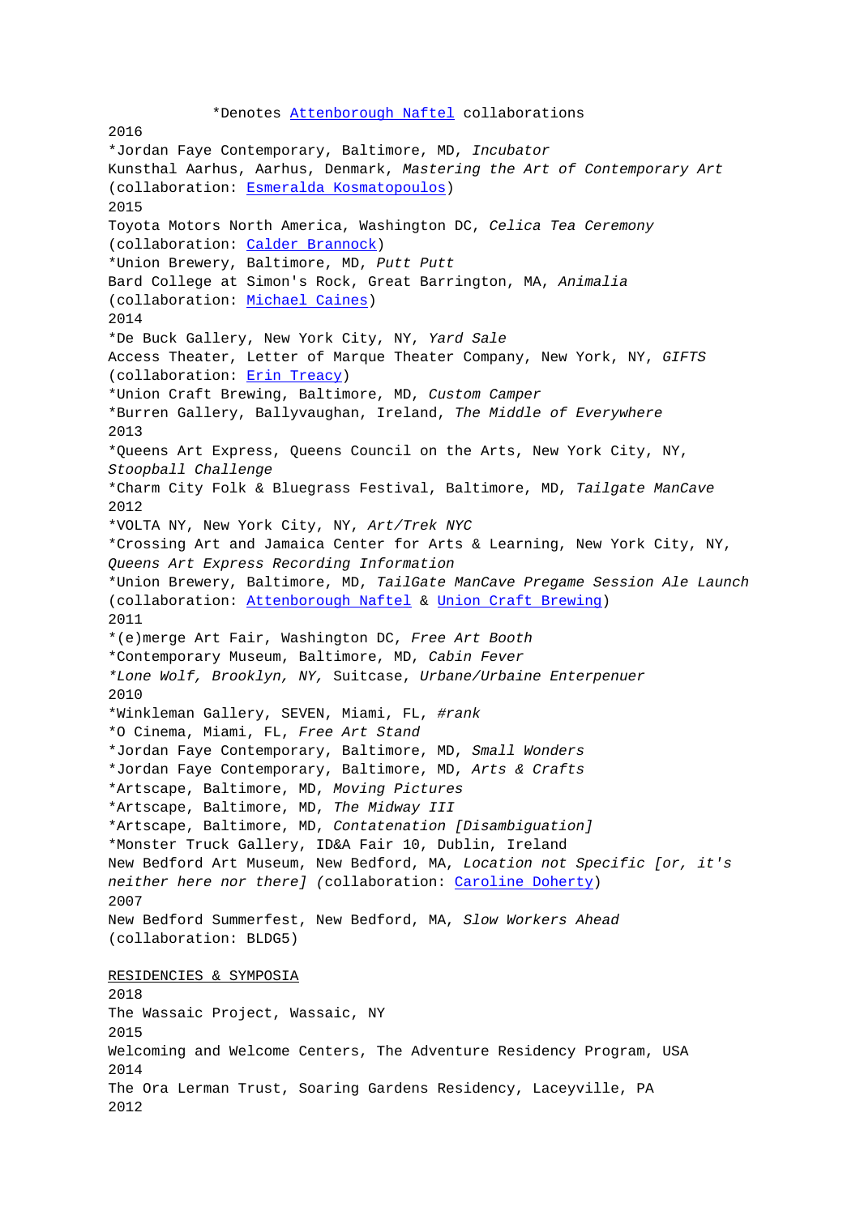*Denotes Attenborough Naftel collaborations

2016

*Jordan Faye Contemporary, Baltimore, MD, *Incubator*

Kunsthal Aarhus, Aarhus, Denmark, *Mastering the Art of Contemporary Art* (collaboration: Esmeralda Kosmatopoulos)

2015

Toyota Motors North America, Washington DC, *Celica Tea Ceremony* (collaboration: Calder Brannock)

*Union Brewery, Baltimore, MD, *Putt Putt*

Bard College at Simon's Rock, Great Barrington, MA, *Animalia* (collaboration: Michael Caines)

2014

*De Buck Gallery, New York City, NY, *Yard Sale*

Access Theater, Letter of Marque Theater Company, New York, NY, *GIFTS* (collaboration: Erin Treacy)

*Union Craft Brewing, Baltimore, MD, *Custom Camper*

*Burren Gallery, Ballyvaughan, Ireland, *The Middle of Everywhere*

2013

*Queens Art Express, Queens Council on the Arts, New York City, NY, *Stoopball Challenge*

*Charm City Folk & Bluegrass Festival, Baltimore, MD, *Tailgate ManCave*

2012

*VOLTA NY, New York City, NY, *Art/Trek NYC*

*Crossing Art and Jamaica Center for Arts & Learning, New York City, NY, *Queens Art Express Recording Information*

*Union Brewery, Baltimore, MD, *TailGate ManCave Pregame Session Ale Launch* (collaboration: Attenborough Naftel & Union Craft Brewing)

2011

*(e)merge Art Fair, Washington DC, *Free Art Booth*

*Contemporary Museum, Baltimore, MD, *Cabin Fever*

**Lone Wolf, Brooklyn, NY,* Suitcase, *Urbane/Urbaine Enterpenuer*

2010

*Winkleman Gallery, SEVEN, Miami, FL, *#rank*

*O Cinema, Miami, FL, *Free Art Stand*

*Jordan Faye Contemporary, Baltimore, MD, *Small Wonders*

*Jordan Faye Contemporary, Baltimore, MD, *Arts & Crafts*

*Artscape, Baltimore, MD, *Moving Pictures*

*Artscape, Baltimore, MD, *The Midway III*

*Artscape, Baltimore, MD, *Contatenation [Disambiguation]*

*Monster Truck Gallery, ID&A Fair 10, Dublin, Ireland

New Bedford Art Museum, New Bedford, MA, *Location not Specific [or, it's neither here nor there]* (collaboration: Caroline Doherty)

2007

New Bedford Summerfest, New Bedford, MA, *Slow Workers Ahead* (collaboration: BLDG5)

## RESIDENCIES & SYMPOSIA

2018

The Wassaic Project, Wassaic, NY

2015

Welcoming and Welcome Centers, The Adventure Residency Program, USA

2014

The Ora Lerman Trust, Soaring Gardens Residency, Laceyville, PA

2012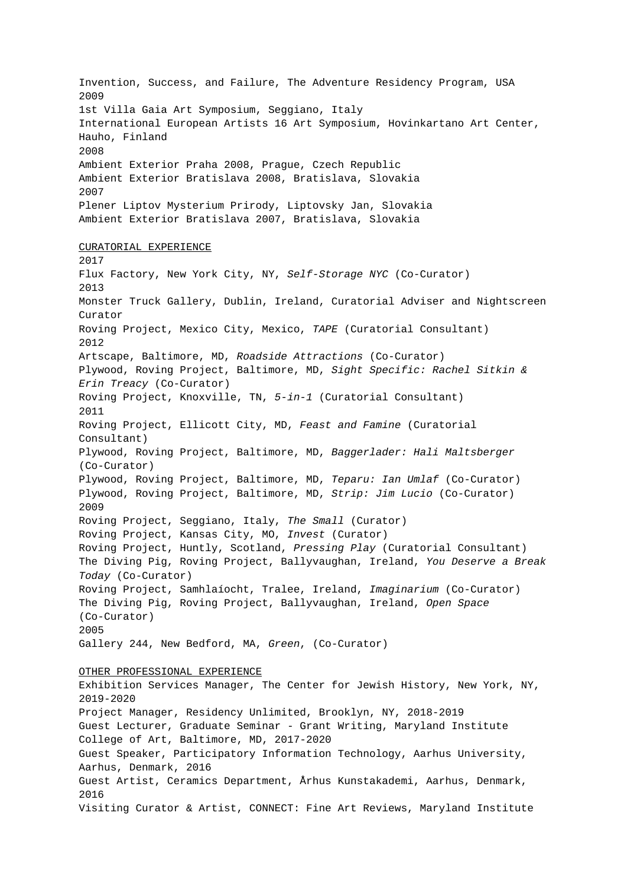Invention, Success, and Failure, The Adventure Residency Program, USA
2009
1st Villa Gaia Art Symposium, Seggiano, Italy
International European Artists 16 Art Symposium, Hovinkartano Art Center, Hauho, Finland
2008
Ambient Exterior Praha 2008, Prague, Czech Republic
Ambient Exterior Bratislava 2008, Bratislava, Slovakia
2007
Plener Liptov Mysterium Prirody, Liptovsky Jan, Slovakia
Ambient Exterior Bratislava 2007, Bratislava, Slovakia

<u>CURATORIAL EXPERIENCE</u>
2017
Flux Factory, New York City, NY, *Self-Storage NYC* (Co-Curator)
2013
Monster Truck Gallery, Dublin, Ireland, Curatorial Adviser and Nightscreen Curator
Roving Project, Mexico City, Mexico, *TAPE* (Curatorial Consultant)
2012
Artscape, Baltimore, MD, *Roadside Attractions* (Co-Curator)
Plywood, Roving Project, Baltimore, MD, *Sight Specific: Rachel Sitkin & Erin Treacy* (Co-Curator)
Roving Project, Knoxville, TN, *5-in-1* (Curatorial Consultant)
2011
Roving Project, Ellicott City, MD, *Feast and Famine* (Curatorial Consultant)
Plywood, Roving Project, Baltimore, MD, *Baggerlader: Hali Maltsberger* (Co-Curator)
Plywood, Roving Project, Baltimore, MD, *Teparu: Ian Umlaf* (Co-Curator)
Plywood, Roving Project, Baltimore, MD, *Strip: Jim Lucio* (Co-Curator)
2009
Roving Project, Seggiano, Italy, *The Small* (Curator)
Roving Project, Kansas City, MO, *Invest* (Curator)
Roving Project, Huntly, Scotland, *Pressing Play* (Curatorial Consultant)
The Diving Pig, Roving Project, Ballyvaughan, Ireland, *You Deserve a Break Today* (Co-Curator)
Roving Project, Samhlaíocht, Tralee, Ireland, *Imaginarium* (Co-Curator)
The Diving Pig, Roving Project, Ballyvaughan, Ireland, *Open Space* (Co-Curator)
2005
Gallery 244, New Bedford, MA, *Green*, (Co-Curator)

<u>OTHER PROFESSIONAL EXPERIENCE</u>
Exhibition Services Manager, The Center for Jewish History, New York, NY, 2019-2020
Project Manager, Residency Unlimited, Brooklyn, NY, 2018-2019
Guest Lecturer, Graduate Seminar - Grant Writing, Maryland Institute College of Art, Baltimore, MD, 2017-2020
Guest Speaker, Participatory Information Technology, Aarhus University, Aarhus, Denmark, 2016
Guest Artist, Ceramics Department, Århus Kunstakademi, Aarhus, Denmark, 2016
Visiting Curator & Artist, CONNECT: Fine Art Reviews, Maryland Institute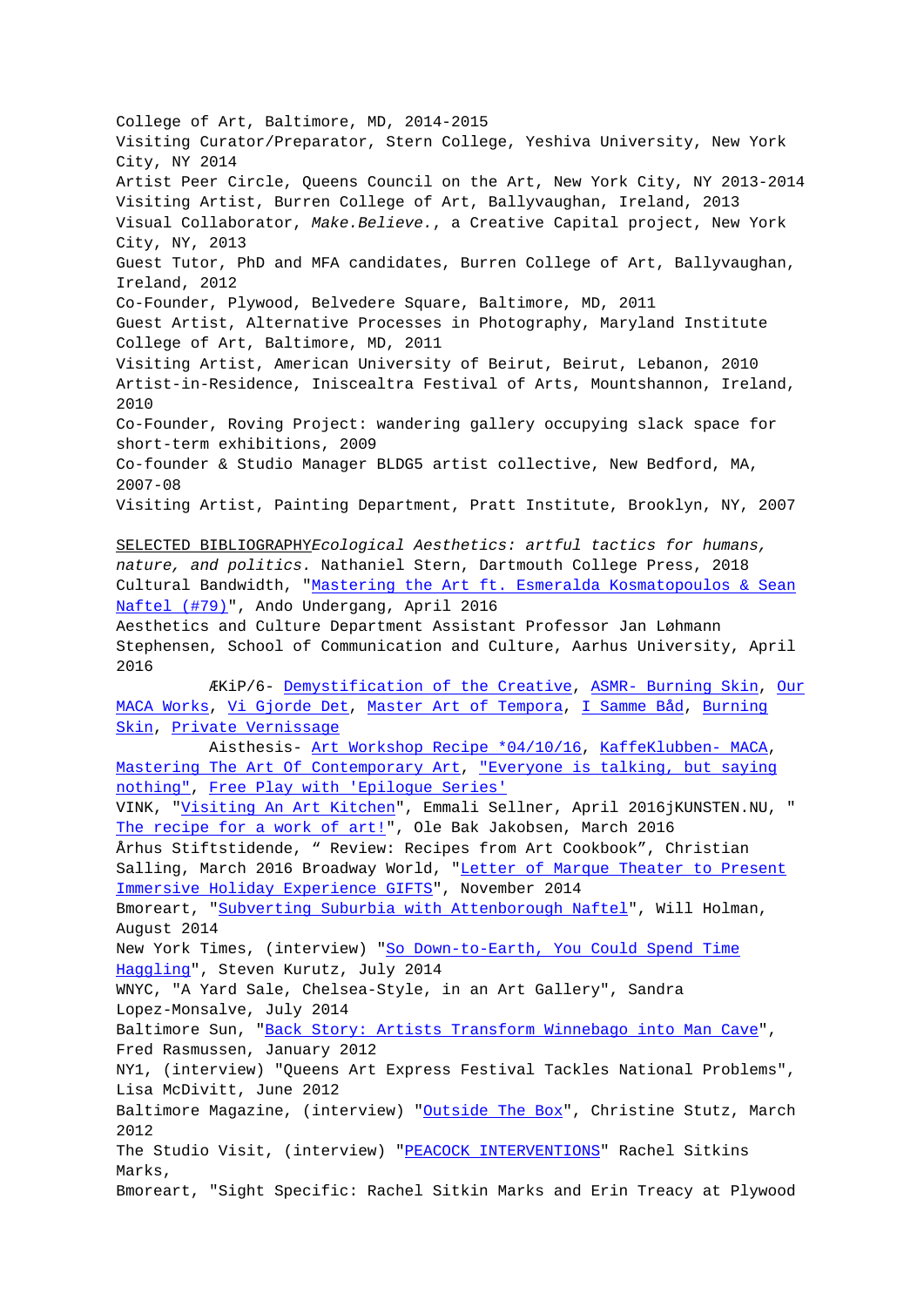College of Art, Baltimore, MD, 2014-2015
Visiting Curator/Preparator, Stern College, Yeshiva University, New York City, NY 2014
Artist Peer Circle, Queens Council on the Art, New York City, NY 2013-2014
Visiting Artist, Burren College of Art, Ballyvaughan, Ireland, 2013
Visual Collaborator, *Make.Believe.*, a Creative Capital project, New York City, NY, 2013
Guest Tutor, PhD and MFA candidates, Burren College of Art, Ballyvaughan, Ireland, 2012
Co-Founder, Plywood, Belvedere Square, Baltimore, MD, 2011
Guest Artist, Alternative Processes in Photography, Maryland Institute College of Art, Baltimore, MD, 2011
Visiting Artist, American University of Beirut, Beirut, Lebanon, 2010
Artist-in-Residence, Iniscealtra Festival of Arts, Mountshannon, Ireland, 2010
Co-Founder, Roving Project: wandering gallery occupying slack space for short-term exhibitions, 2009
Co-founder & Studio Manager BLDG5 artist collective, New Bedford, MA, 2007-08
Visiting Artist, Painting Department, Pratt Institute, Brooklyn, NY, 2007

SELECTED BIBLIOGRAPHY*Ecological Aesthetics: artful tactics for humans, nature, and politics.* Nathaniel Stern, Dartmouth College Press, 2018
Cultural Bandwidth, "Mastering the Art ft. Esmeralda Kosmatopoulos & Sean Naftel (#79)", Ando Undergang, April 2016
Aesthetics and Culture Department Assistant Professor Jan Løhmann Stephensen, School of Communication and Culture, Aarhus University, April 2016

ÆKiP/6- Demystification of the Creative, ASMR- Burning Skin, Our MACA Works, Vi Gjorde Det, Master Art of Tempora, I Samme Båd, Burning Skin, Private Vernissage

Aisthesis- Art Workshop Recipe *04/10/16, KaffeKlubben- MACA, Mastering The Art Of Contemporary Art, "Everyone is talking, but saying nothing", Free Play with 'Epilogue Series'

VINK, "Visiting An Art Kitchen", Emmali Sellner, April 2016jKUNSTEN.NU, " The recipe for a work of art!", Ole Bak Jakobsen, March 2016
Århus Stiftstidende, " Review: Recipes from Art Cookbook", Christian Salling, March 2016 Broadway World, "Letter of Marque Theater to Present Immersive Holiday Experience GIFTS", November 2014
Bmoreart, "Subverting Suburbia with Attenborough Naftel", Will Holman, August 2014
New York Times, (interview) "So Down-to-Earth, You Could Spend Time Haggling", Steven Kurutz, July 2014
WNYC, "A Yard Sale, Chelsea-Style, in an Art Gallery", Sandra Lopez-Monsalve, July 2014
Baltimore Sun, "Back Story: Artists Transform Winnebago into Man Cave", Fred Rasmussen, January 2012
NY1, (interview) "Queens Art Express Festival Tackles National Problems", Lisa McDivitt, June 2012
Baltimore Magazine, (interview) "Outside The Box", Christine Stutz, March 2012
The Studio Visit, (interview) "PEACOCK INTERVENTIONS" Rachel Sitkins Marks,
Bmoreart, "Sight Specific: Rachel Sitkin Marks and Erin Treacy at Plywood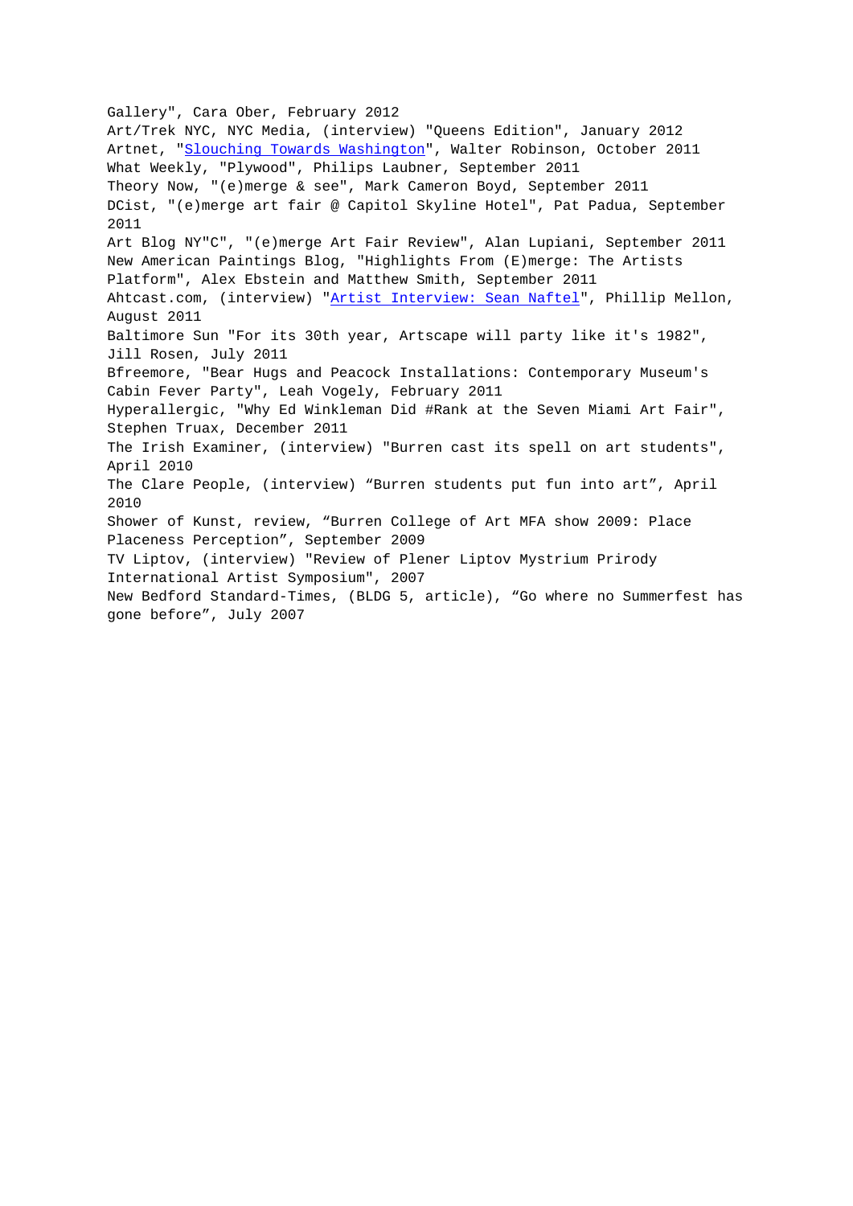Gallery", Cara Ober, February 2012
Art/Trek NYC, NYC Media, (interview) "Queens Edition", January 2012
Artnet, "Slouching Towards Washington", Walter Robinson, October 2011
What Weekly, "Plywood", Philips Laubner, September 2011
Theory Now, "(e)merge & see", Mark Cameron Boyd, September 2011
DCist, "(e)merge art fair @ Capitol Skyline Hotel", Pat Padua, September 2011
Art Blog NY"C", "(e)merge Art Fair Review", Alan Lupiani, September 2011
New American Paintings Blog, "Highlights From (E)merge: The Artists Platform", Alex Ebstein and Matthew Smith, September 2011
Ahtcast.com, (interview) "Artist Interview: Sean Naftel", Phillip Mellon, August 2011
Baltimore Sun "For its 30th year, Artscape will party like it's 1982", Jill Rosen, July 2011
Bfreemore, "Bear Hugs and Peacock Installations: Contemporary Museum's Cabin Fever Party", Leah Vogely, February 2011
Hyperallergic, "Why Ed Winkleman Did #Rank at the Seven Miami Art Fair", Stephen Truax, December 2011
The Irish Examiner, (interview) "Burren cast its spell on art students", April 2010
The Clare People, (interview) “Burren students put fun into art”, April 2010
Shower of Kunst, review, “Burren College of Art MFA show 2009: Place Placeness Perception”, September 2009
TV Liptov, (interview) "Review of Plener Liptov Mystrium Prirody International Artist Symposium", 2007
New Bedford Standard-Times, (BLDG 5, article), “Go where no Summerfest has gone before”, July 2007